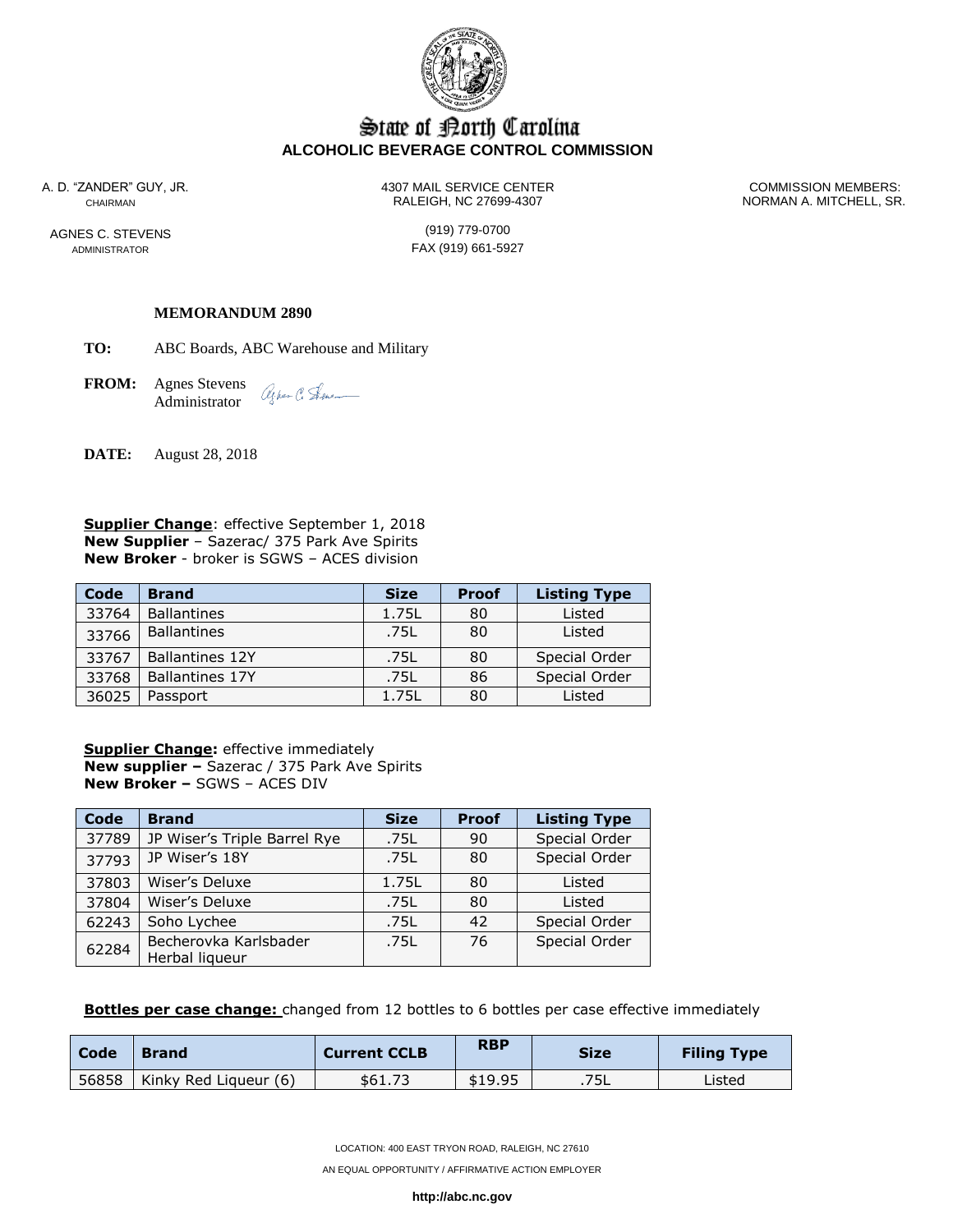# State of North Carolina
## ALCOHOLIC BEVERAGE CONTROL COMMISSION

A. D. "ZANDER" GUY, JR.
CHAIRMAN

AGNES C. STEVENS
ADMINISTRATOR

4307 MAIL SERVICE CENTER
RALEIGH, NC 27699-4307

(919) 779-0700
FAX (919) 661-5927

COMMISSION MEMBERS:
NORMAN A. MITCHELL, SR.

**MEMORANDUM 2890**

**TO:** ABC Boards, ABC Warehouse and Military

**FROM:** Agnes Stevens
Administrator

**DATE:** August 28, 2018

**Supplier Change**: effective September 1, 2018
**New Supplier** – Sazerac/ 375 Park Ave Spirits
**New Broker** - broker is SGWS – ACES division

| Code | Brand | Size | Proof | Listing Type |
|---|---|---|---|---|
| 33764 | Ballantines | 1.75L | 80 | Listed |
| 33766 | Ballantines | .75L | 80 | Listed |
| 33767 | Ballantines 12Y | .75L | 80 | Special Order |
| 33768 | Ballantines 17Y | .75L | 86 | Special Order |
| 36025 | Passport | 1.75L | 80 | Listed |

**Supplier Change:** effective immediately
**New supplier –** Sazerac / 375 Park Ave Spirits
**New Broker –** SGWS – ACES DIV

| Code | Brand | Size | Proof | Listing Type |
|---|---|---|---|---|
| 37789 | JP Wiser's Triple Barrel Rye | .75L | 90 | Special Order |
| 37793 | JP Wiser's 18Y | .75L | 80 | Special Order |
| 37803 | Wiser's Deluxe | 1.75L | 80 | Listed |
| 37804 | Wiser's Deluxe | .75L | 80 | Listed |
| 62243 | Soho Lychee | .75L | 42 | Special Order |
| 62284 | Becherovka Karlsbader Herbal liqueur | .75L | 76 | Special Order |

**Bottles per case change:** changed from 12 bottles to 6 bottles per case effective immediately

| Code | Brand | Current CCLB | RBP | Size | Filing Type |
|---|---|---|---|---|---|
| 56858 | Kinky Red Liqueur (6) | $61.73 | $19.95 | .75L | Listed |

LOCATION: 400 EAST TRYON ROAD, RALEIGH, NC 27610

AN EQUAL OPPORTUNITY / AFFIRMATIVE ACTION EMPLOYER

**http://abc.nc.gov**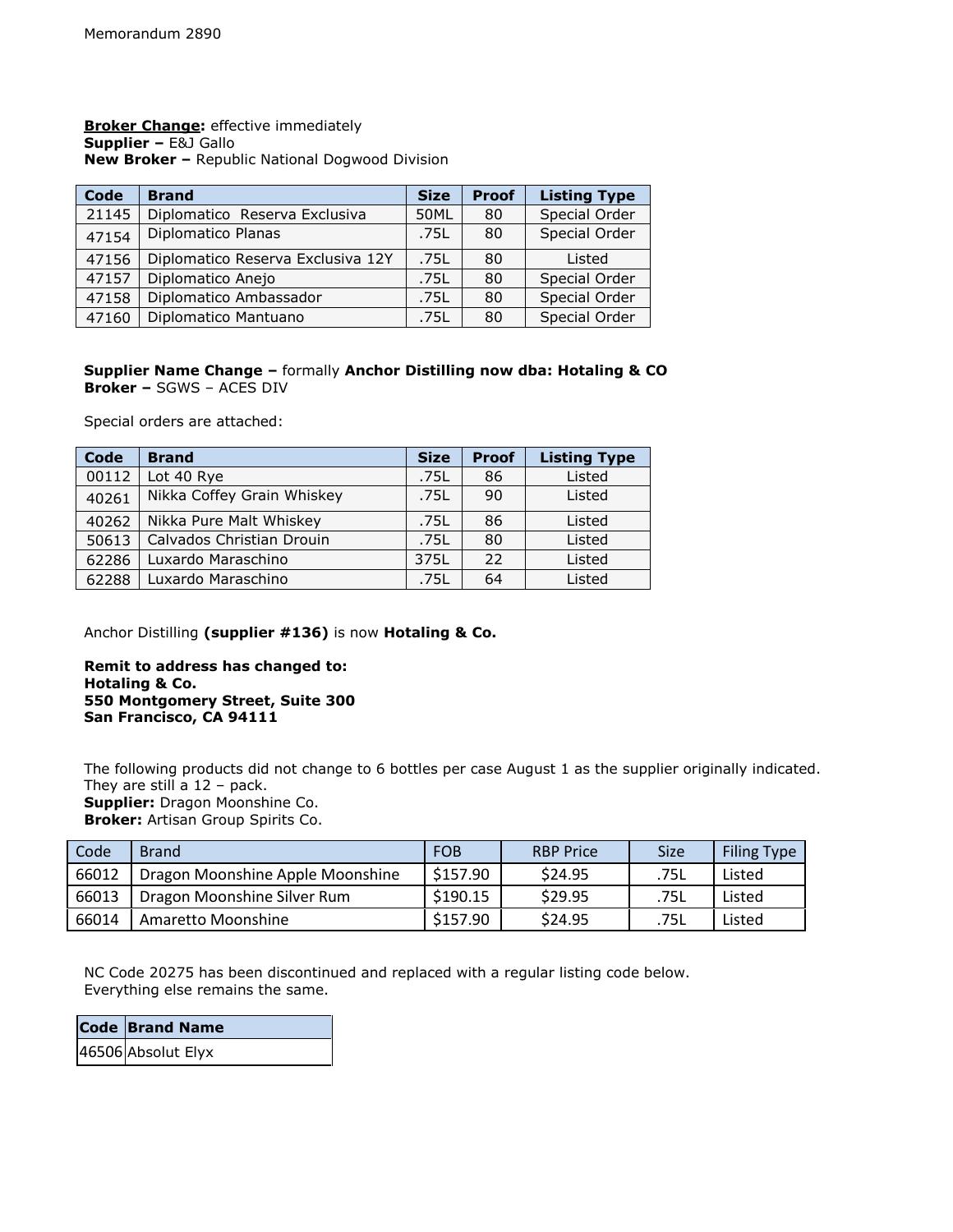Memorandum 2890

**Broker Change:** effective immediately
**Supplier –** E&J Gallo
**New Broker –** Republic National Dogwood Division

| Code | Brand | Size | Proof | Listing Type |
|---|---|---|---|---|
| 21145 | Diplomatico Reserva Exclusiva | 50ML | 80 | Special Order |
| 47154 | Diplomatico Planas | .75L | 80 | Special Order |
| 47156 | Diplomatico Reserva Exclusiva 12Y | .75L | 80 | Listed |
| 47157 | Diplomatico Anejo | .75L | 80 | Special Order |
| 47158 | Diplomatico Ambassador | .75L | 80 | Special Order |
| 47160 | Diplomatico Mantuano | .75L | 80 | Special Order |

**Supplier Name Change –** formally **Anchor Distilling now dba: Hotaling & CO**
**Broker –** SGWS – ACES DIV

Special orders are attached:

| Code | Brand | Size | Proof | Listing Type |
|---|---|---|---|---|
| 00112 | Lot 40 Rye | .75L | 86 | Listed |
| 40261 | Nikka Coffey Grain Whiskey | .75L | 90 | Listed |
| 40262 | Nikka Pure Malt Whiskey | .75L | 86 | Listed |
| 50613 | Calvados Christian Drouin | .75L | 80 | Listed |
| 62286 | Luxardo Maraschino | 375L | 22 | Listed |
| 62288 | Luxardo Maraschino | .75L | 64 | Listed |

Anchor Distilling **(supplier #136)** is now **Hotaling & Co.**

**Remit to address has changed to:**
**Hotaling & Co.**
**550 Montgomery Street, Suite 300**
**San Francisco, CA 94111**

The following products did not change to 6 bottles per case August 1 as the supplier originally indicated. They are still a 12 – pack.
**Supplier:** Dragon Moonshine Co.
**Broker:** Artisan Group Spirits Co.

| Code | Brand | FOB | RBP Price | Size | Filing Type |
|---|---|---|---|---|---|
| 66012 | Dragon Moonshine Apple Moonshine | $157.90 | $24.95 | .75L | Listed |
| 66013 | Dragon Moonshine Silver Rum | $190.15 | $29.95 | .75L | Listed |
| 66014 | Amaretto Moonshine | $157.90 | $24.95 | .75L | Listed |

NC Code 20275 has been discontinued and replaced with a regular listing code below.
Everything else remains the same.

| Code | Brand Name |
|---|---|
| 46506 | Absolut Elyx |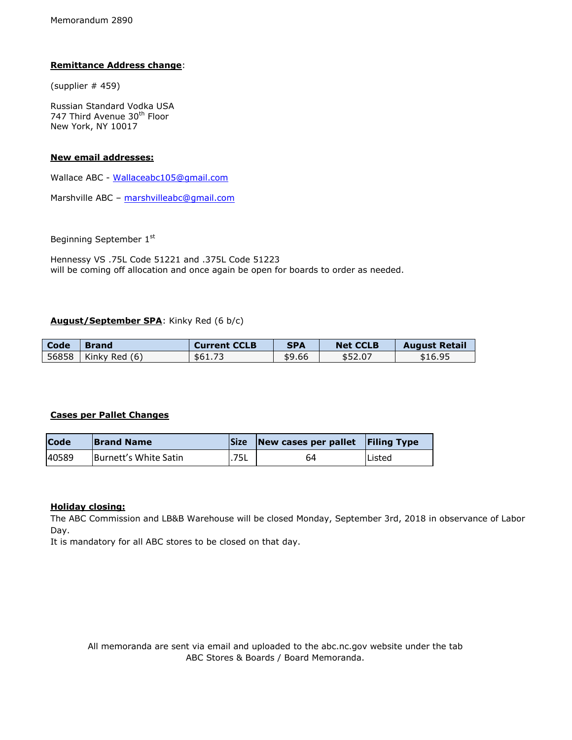Memorandum 2890

**Remittance Address change**:

(supplier # 459)

Russian Standard Vodka USA
747 Third Avenue 30th Floor
New York, NY 10017

**New email addresses:**

Wallace ABC - Wallaceabc105@gmail.com

Marshville ABC – marshvilleabc@gmail.com

Beginning September 1st

Hennessy VS .75L Code 51221 and .375L Code 51223
will be coming off allocation and once again be open for boards to order as needed.

**August/September SPA**: Kinky Red (6 b/c)

| Code | Brand | Current CCLB | SPA | Net CCLB | August Retail |
|---|---|---|---|---|---|
| 56858 | Kinky Red (6) | $61.73 | $9.66 | $52.07 | $16.95 |

**Cases per Pallet Changes**

| Code | Brand Name | Size | New cases per pallet | Filing Type |
|---|---|---|---|---|
| 40589 | Burnett's White Satin | .75L | 64 | Listed |

**Holiday closing:**
The ABC Commission and LB&B Warehouse will be closed Monday, September 3rd, 2018 in observance of Labor Day.
It is mandatory for all ABC stores to be closed on that day.

All memoranda are sent via email and uploaded to the abc.nc.gov website under the tab ABC Stores & Boards / Board Memoranda.